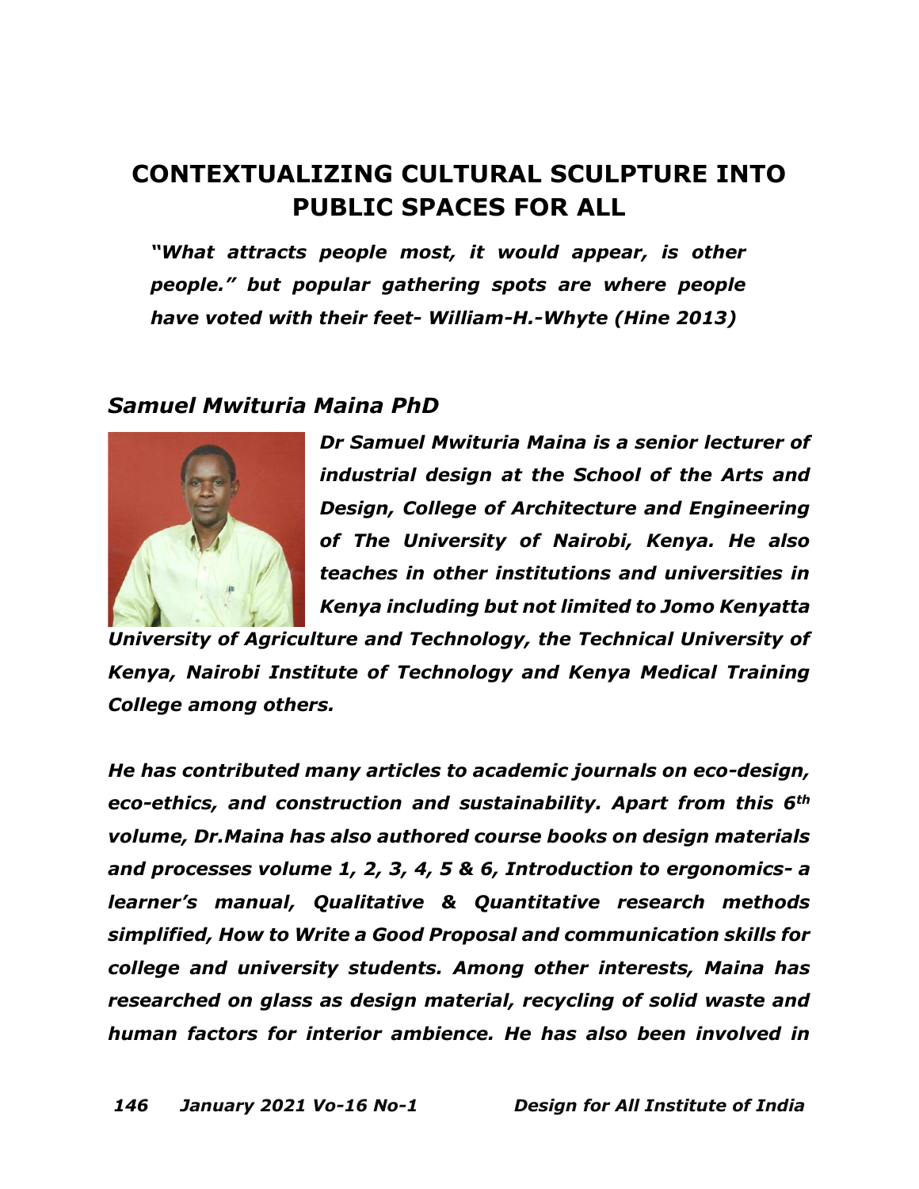# CONTEXTUALIZING CULTURAL SCULPTURE INTO PUBLIC SPACES FOR ALL

***"What attracts people most, it would appear, is other people." but popular gathering spots are where people have voted with their feet- William-H.-Whyte (Hine 2013)***

## *Samuel Mwituria Maina PhD*

***Dr Samuel Mwituria Maina is a senior lecturer of industrial design at the School of the Arts and Design, College of Architecture and Engineering of The University of Nairobi, Kenya. He also teaches in other institutions and universities in Kenya including but not limited to Jomo Kenyatta University of Agriculture and Technology, the Technical University of Kenya, Nairobi Institute of Technology and Kenya Medical Training College among others.***

***He has contributed many articles to academic journals on eco-design, eco-ethics, and construction and sustainability. Apart from this 6th volume, Dr.Maina has also authored course books on design materials and processes volume 1, 2, 3, 4, 5 & 6, Introduction to ergonomics- a learner's manual, Qualitative & Quantitative research methods simplified, How to Write a Good Proposal and communication skills for college and university students. Among other interests, Maina has researched on glass as design material, recycling of solid waste and human factors for interior ambience. He has also been involved in***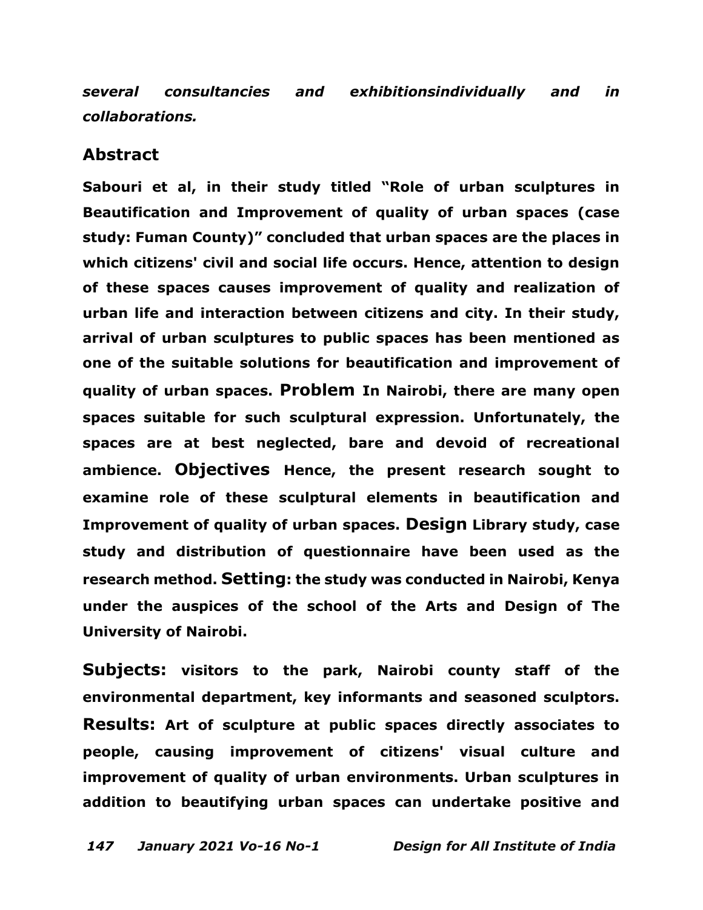*several consultancies and exhibitionsindividually and in collaborations.*

## Abstract

**Sabouri et al, in their study titled "Role of urban sculptures in Beautification and Improvement of quality of urban spaces (case study: Fuman County)" concluded that urban spaces are the places in which citizens' civil and social life occurs. Hence, attention to design of these spaces causes improvement of quality and realization of urban life and interaction between citizens and city. In their study, arrival of urban sculptures to public spaces has been mentioned as one of the suitable solutions for beautification and improvement of quality of urban spaces. Problem In Nairobi, there are many open spaces suitable for such sculptural expression. Unfortunately, the spaces are at best neglected, bare and devoid of recreational ambience. Objectives Hence, the present research sought to examine role of these sculptural elements in beautification and Improvement of quality of urban spaces. Design Library study, case study and distribution of questionnaire have been used as the research method. Setting: the study was conducted in Nairobi, Kenya under the auspices of the school of the Arts and Design of The University of Nairobi.**

**Subjects: visitors to the park, Nairobi county staff of the environmental department, key informants and seasoned sculptors. Results: Art of sculpture at public spaces directly associates to people, causing improvement of citizens' visual culture and improvement of quality of urban environments. Urban sculptures in addition to beautifying urban spaces can undertake positive and**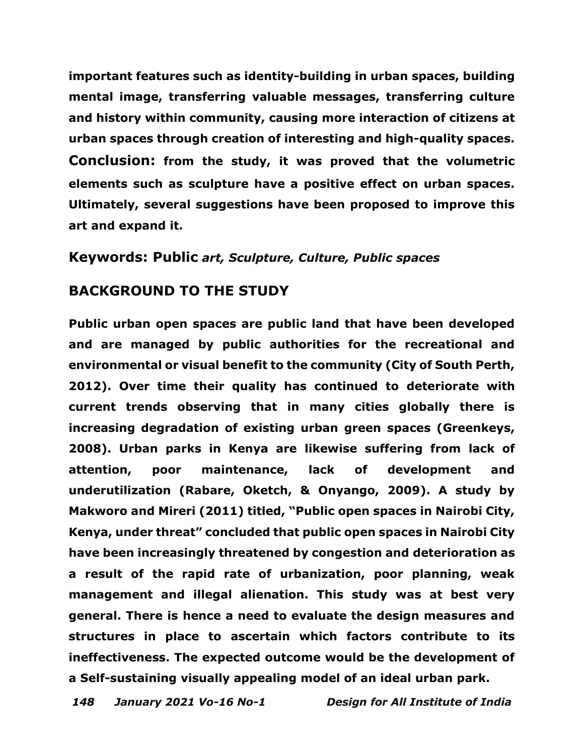**important features such as identity-building in urban spaces, building mental image, transferring valuable messages, transferring culture and history within community, causing more interaction of citizens at urban spaces through creation of interesting and high-quality spaces.**

**Conclusion:** **from the study, it was proved that the volumetric elements such as sculpture have a positive effect on urban spaces. Ultimately, several suggestions have been proposed to improve this art and expand it.**

**Keywords: Public** ***art, Sculpture, Culture, Public spaces***

## BACKGROUND TO THE STUDY

**Public urban open spaces are public land that have been developed and are managed by public authorities for the recreational and environmental or visual benefit to the community (City of South Perth, 2012). Over time their quality has continued to deteriorate with current trends observing that in many cities globally there is increasing degradation of existing urban green spaces (Greenkeys, 2008). Urban parks in Kenya are likewise suffering from lack of attention, poor maintenance, lack of development and underutilization (Rabare, Oketch, & Onyango, 2009). A study by Makworo and Mireri (2011) titled, "Public open spaces in Nairobi City, Kenya, under threat" concluded that public open spaces in Nairobi City have been increasingly threatened by congestion and deterioration as a result of the rapid rate of urbanization, poor planning, weak management and illegal alienation. This study was at best very general. There is hence a need to evaluate the design measures and structures in place to ascertain which factors contribute to its ineffectiveness. The expected outcome would be the development of a Self-sustaining visually appealing model of an ideal urban park.**